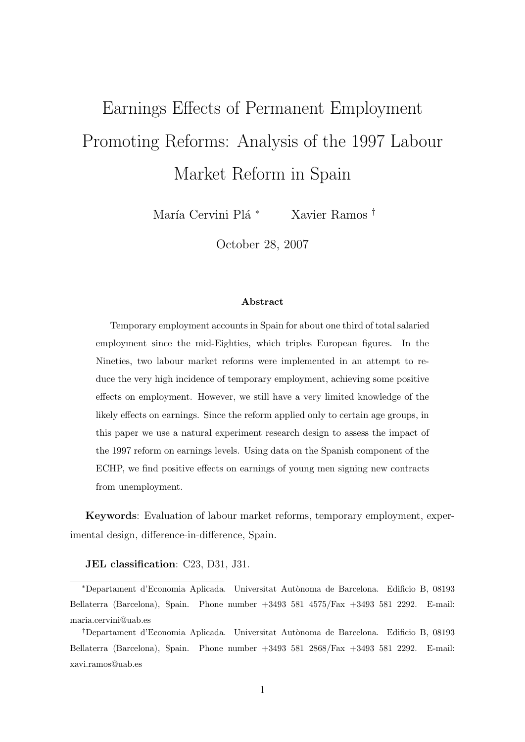# Earnings Effects of Permanent Employment Promoting Reforms: Analysis of the 1997 Labour Market Reform in Spain

María Cervini Plá [*] Xavier Ramos [†]

October 28, 2007

### Abstract

Temporary employment accounts in Spain for about one third of total salaried employment since the mid-Eighties, which triples European figures. In the Nineties, two labour market reforms were implemented in an attempt to reduce the very high incidence of temporary employment, achieving some positive effects on employment. However, we still have a very limited knowledge of the likely effects on earnings. Since the reform applied only to certain age groups, in this paper we use a natural experiment research design to assess the impact of the 1997 reform on earnings levels. Using data on the Spanish component of the ECHP, we find positive effects on earnings of young men signing new contracts from unemployment.

**Keywords**: Evaluation of labour market reforms, temporary employment, experimental design, difference-in-difference, Spain.

**JEL classification**: C23, D31, J31.

---

[*] Departament d'Economia Aplicada. Universitat Autònoma de Barcelona. Edificio B, 08193 Bellaterra (Barcelona), Spain. Phone number +3493 581 4575/Fax +3493 581 2292. E-mail: maria.cervini@uab.es

[†] Departament d'Economia Aplicada. Universitat Autònoma de Barcelona. Edificio B, 08193 Bellaterra (Barcelona), Spain. Phone number +3493 581 2868/Fax +3493 581 2292. E-mail: xavi.ramos@uab.es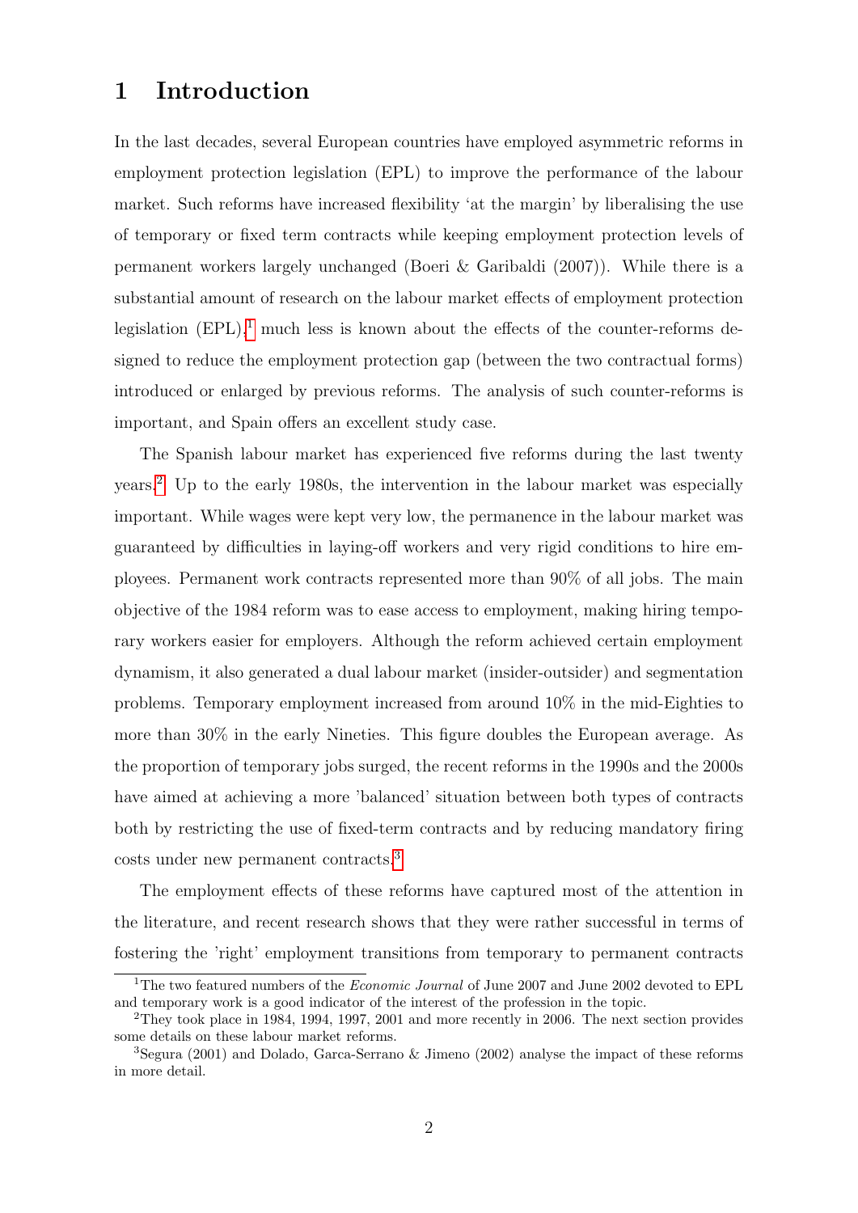# 1 Introduction

In the last decades, several European countries have employed asymmetric reforms in employment protection legislation (EPL) to improve the performance of the labour market. Such reforms have increased flexibility 'at the margin' by liberalising the use of temporary or fixed term contracts while keeping employment protection levels of permanent workers largely unchanged (Boeri & Garibaldi (2007)). While there is a substantial amount of research on the labour market effects of employment protection legislation (EPL),[1] much less is known about the effects of the counter-reforms designed to reduce the employment protection gap (between the two contractual forms) introduced or enlarged by previous reforms. The analysis of such counter-reforms is important, and Spain offers an excellent study case.

The Spanish labour market has experienced five reforms during the last twenty years.[2] Up to the early 1980s, the intervention in the labour market was especially important. While wages were kept very low, the permanence in the labour market was guaranteed by difficulties in laying-off workers and very rigid conditions to hire employees. Permanent work contracts represented more than 90% of all jobs. The main objective of the 1984 reform was to ease access to employment, making hiring temporary workers easier for employers. Although the reform achieved certain employment dynamism, it also generated a dual labour market (insider-outsider) and segmentation problems. Temporary employment increased from around 10% in the mid-Eighties to more than 30% in the early Nineties. This figure doubles the European average. As the proportion of temporary jobs surged, the recent reforms in the 1990s and the 2000s have aimed at achieving a more 'balanced' situation between both types of contracts both by restricting the use of fixed-term contracts and by reducing mandatory firing costs under new permanent contracts.[3]

The employment effects of these reforms have captured most of the attention in the literature, and recent research shows that they were rather successful in terms of fostering the 'right' employment transitions from temporary to permanent contracts

[1] The two featured numbers of the *Economic Journal* of June 2007 and June 2002 devoted to EPL and temporary work is a good indicator of the interest of the profession in the topic.

[2] They took place in 1984, 1994, 1997, 2001 and more recently in 2006. The next section provides some details on these labour market reforms.

[3] Segura (2001) and Dolado, Garca-Serrano & Jimeno (2002) analyse the impact of these reforms in more detail.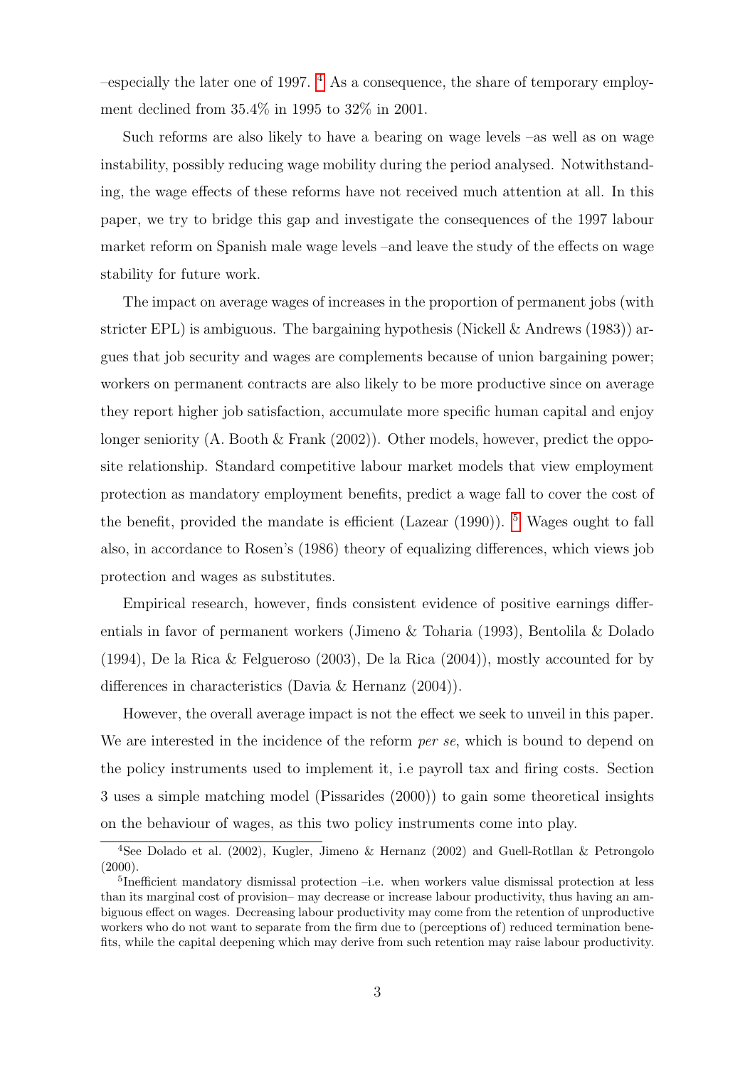–especially the later one of 1997. [4] As a consequence, the share of temporary employment declined from 35.4% in 1995 to 32% in 2001.

Such reforms are also likely to have a bearing on wage levels –as well as on wage instability, possibly reducing wage mobility during the period analysed. Notwithstanding, the wage effects of these reforms have not received much attention at all. In this paper, we try to bridge this gap and investigate the consequences of the 1997 labour market reform on Spanish male wage levels –and leave the study of the effects on wage stability for future work.

The impact on average wages of increases in the proportion of permanent jobs (with stricter EPL) is ambiguous. The bargaining hypothesis (Nickell & Andrews (1983)) argues that job security and wages are complements because of union bargaining power; workers on permanent contracts are also likely to be more productive since on average they report higher job satisfaction, accumulate more specific human capital and enjoy longer seniority (A. Booth & Frank (2002)). Other models, however, predict the opposite relationship. Standard competitive labour market models that view employment protection as mandatory employment benefits, predict a wage fall to cover the cost of the benefit, provided the mandate is efficient (Lazear (1990)). [5] Wages ought to fall also, in accordance to Rosen's (1986) theory of equalizing differences, which views job protection and wages as substitutes.

Empirical research, however, finds consistent evidence of positive earnings differentials in favor of permanent workers (Jimeno & Toharia (1993), Bentolila & Dolado (1994), De la Rica & Felgueroso (2003), De la Rica (2004)), mostly accounted for by differences in characteristics (Davia & Hernanz (2004)).

However, the overall average impact is not the effect we seek to unveil in this paper. We are interested in the incidence of the reform *per se*, which is bound to depend on the policy instruments used to implement it, i.e payroll tax and firing costs. Section 3 uses a simple matching model (Pissarides (2000)) to gain some theoretical insights on the behaviour of wages, as this two policy instruments come into play.

[4] See Dolado et al. (2002), Kugler, Jimeno & Hernanz (2002) and Guell-Rotllan & Petrongolo (2000).

[5] Inefficient mandatory dismissal protection –i.e. when workers value dismissal protection at less than its marginal cost of provision– may decrease or increase labour productivity, thus having an ambiguous effect on wages. Decreasing labour productivity may come from the retention of unproductive workers who do not want to separate from the firm due to (perceptions of) reduced termination benefits, while the capital deepening which may derive from such retention may raise labour productivity.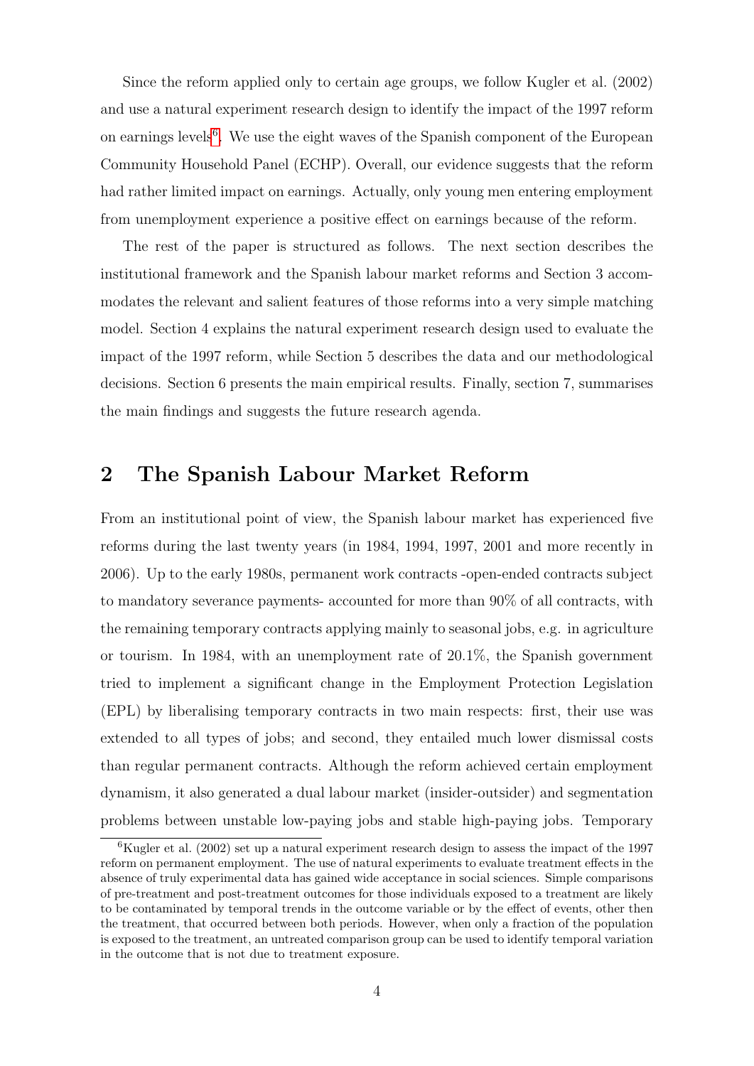Since the reform applied only to certain age groups, we follow Kugler et al. (2002) and use a natural experiment research design to identify the impact of the 1997 reform on earnings levels[6]. We use the eight waves of the Spanish component of the European Community Household Panel (ECHP). Overall, our evidence suggests that the reform had rather limited impact on earnings. Actually, only young men entering employment from unemployment experience a positive effect on earnings because of the reform.

The rest of the paper is structured as follows. The next section describes the institutional framework and the Spanish labour market reforms and Section 3 accommodates the relevant and salient features of those reforms into a very simple matching model. Section 4 explains the natural experiment research design used to evaluate the impact of the 1997 reform, while Section 5 describes the data and our methodological decisions. Section 6 presents the main empirical results. Finally, section 7, summarises the main findings and suggests the future research agenda.

## 2 The Spanish Labour Market Reform

From an institutional point of view, the Spanish labour market has experienced five reforms during the last twenty years (in 1984, 1994, 1997, 2001 and more recently in 2006). Up to the early 1980s, permanent work contracts -open-ended contracts subject to mandatory severance payments- accounted for more than 90% of all contracts, with the remaining temporary contracts applying mainly to seasonal jobs, e.g. in agriculture or tourism. In 1984, with an unemployment rate of 20.1%, the Spanish government tried to implement a significant change in the Employment Protection Legislation (EPL) by liberalising temporary contracts in two main respects: first, their use was extended to all types of jobs; and second, they entailed much lower dismissal costs than regular permanent contracts. Although the reform achieved certain employment dynamism, it also generated a dual labour market (insider-outsider) and segmentation problems between unstable low-paying jobs and stable high-paying jobs. Temporary

[6] Kugler et al. (2002) set up a natural experiment research design to assess the impact of the 1997 reform on permanent employment. The use of natural experiments to evaluate treatment effects in the absence of truly experimental data has gained wide acceptance in social sciences. Simple comparisons of pre-treatment and post-treatment outcomes for those individuals exposed to a treatment are likely to be contaminated by temporal trends in the outcome variable or by the effect of events, other then the treatment, that occurred between both periods. However, when only a fraction of the population is exposed to the treatment, an untreated comparison group can be used to identify temporal variation in the outcome that is not due to treatment exposure.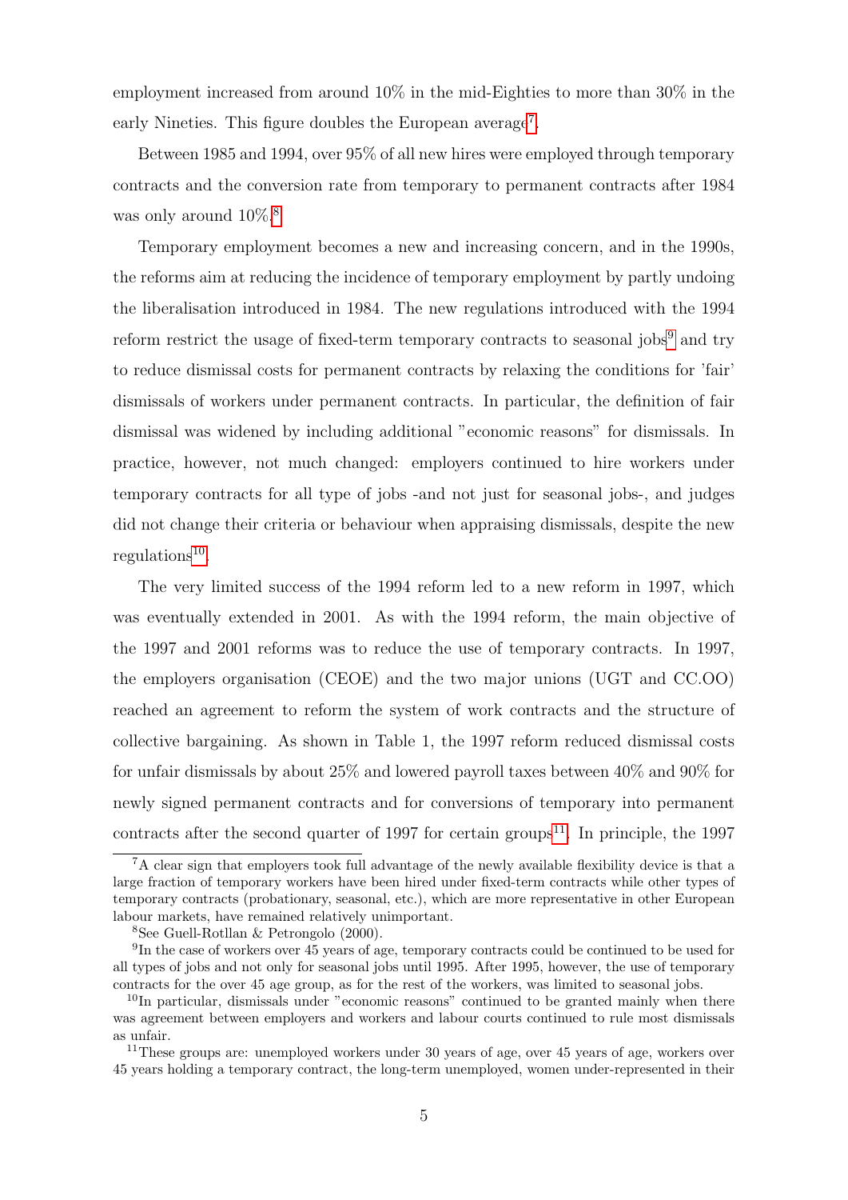employment increased from around 10% in the mid-Eighties to more than 30% in the early Nineties. This figure doubles the European average[7].

Between 1985 and 1994, over 95% of all new hires were employed through temporary contracts and the conversion rate from temporary to permanent contracts after 1984 was only around 10%.[8]

Temporary employment becomes a new and increasing concern, and in the 1990s, the reforms aim at reducing the incidence of temporary employment by partly undoing the liberalisation introduced in 1984. The new regulations introduced with the 1994 reform restrict the usage of fixed-term temporary contracts to seasonal jobs[9] and try to reduce dismissal costs for permanent contracts by relaxing the conditions for 'fair' dismissals of workers under permanent contracts. In particular, the definition of fair dismissal was widened by including additional "economic reasons" for dismissals. In practice, however, not much changed: employers continued to hire workers under temporary contracts for all type of jobs -and not just for seasonal jobs-, and judges did not change their criteria or behaviour when appraising dismissals, despite the new regulations[10].

The very limited success of the 1994 reform led to a new reform in 1997, which was eventually extended in 2001. As with the 1994 reform, the main objective of the 1997 and 2001 reforms was to reduce the use of temporary contracts. In 1997, the employers organisation (CEOE) and the two major unions (UGT and CC.OO) reached an agreement to reform the system of work contracts and the structure of collective bargaining. As shown in Table 1, the 1997 reform reduced dismissal costs for unfair dismissals by about 25% and lowered payroll taxes between 40% and 90% for newly signed permanent contracts and for conversions of temporary into permanent contracts after the second quarter of 1997 for certain groups[11]. In principle, the 1997

---

[7] A clear sign that employers took full advantage of the newly available flexibility device is that a large fraction of temporary workers have been hired under fixed-term contracts while other types of temporary contracts (probationary, seasonal, etc.), which are more representative in other European labour markets, have remained relatively unimportant.

[8] See Guell-Rotllan & Petrongolo (2000).

[9] In the case of workers over 45 years of age, temporary contracts could be continued to be used for all types of jobs and not only for seasonal jobs until 1995. After 1995, however, the use of temporary contracts for the over 45 age group, as for the rest of the workers, was limited to seasonal jobs.

[10] In particular, dismissals under "economic reasons" continued to be granted mainly when there was agreement between employers and workers and labour courts continued to rule most dismissals as unfair.

[11] These groups are: unemployed workers under 30 years of age, over 45 years of age, workers over 45 years holding a temporary contract, the long-term unemployed, women under-represented in their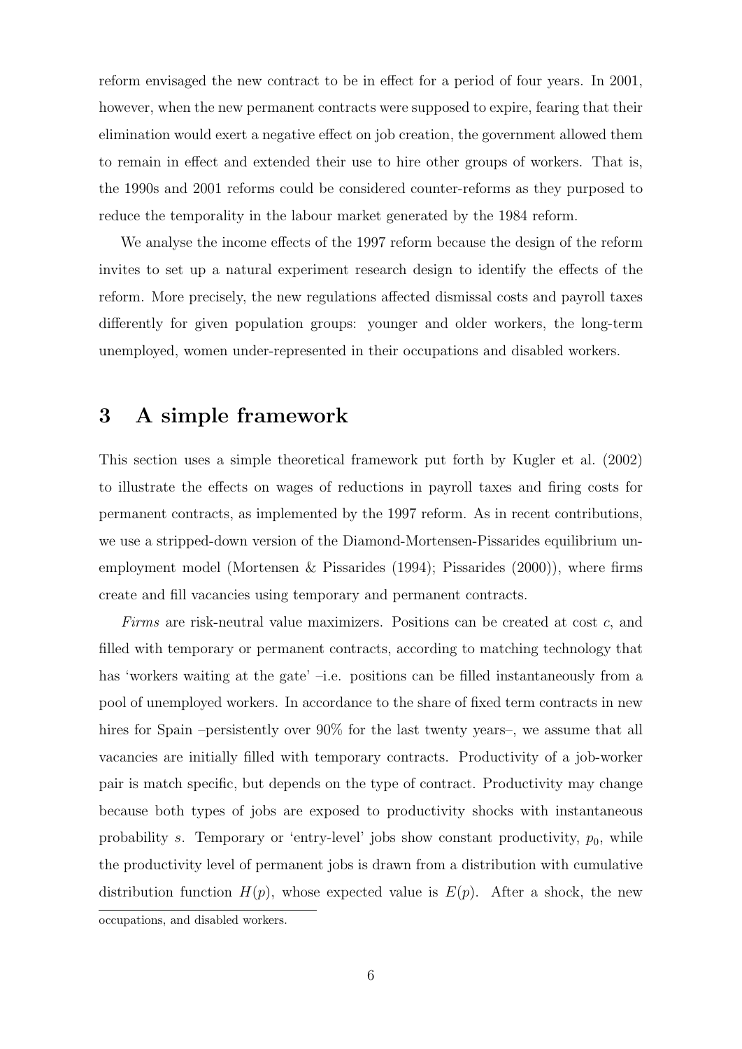reform envisaged the new contract to be in effect for a period of four years. In 2001, however, when the new permanent contracts were supposed to expire, fearing that their elimination would exert a negative effect on job creation, the government allowed them to remain in effect and extended their use to hire other groups of workers. That is, the 1990s and 2001 reforms could be considered counter-reforms as they purposed to reduce the temporality in the labour market generated by the 1984 reform.

We analyse the income effects of the 1997 reform because the design of the reform invites to set up a natural experiment research design to identify the effects of the reform. More precisely, the new regulations affected dismissal costs and payroll taxes differently for given population groups: younger and older workers, the long-term unemployed, women under-represented in their occupations and disabled workers.

## 3 A simple framework

This section uses a simple theoretical framework put forth by Kugler et al. (2002) to illustrate the effects on wages of reductions in payroll taxes and firing costs for permanent contracts, as implemented by the 1997 reform. As in recent contributions, we use a stripped-down version of the Diamond-Mortensen-Pissarides equilibrium unemployment model (Mortensen & Pissarides (1994); Pissarides (2000)), where firms create and fill vacancies using temporary and permanent contracts.

*Firms* are risk-neutral value maximizers. Positions can be created at cost $c$, and filled with temporary or permanent contracts, according to matching technology that has 'workers waiting at the gate' –i.e. positions can be filled instantaneously from a pool of unemployed workers. In accordance to the share of fixed term contracts in new hires for Spain –persistently over 90% for the last twenty years–, we assume that all vacancies are initially filled with temporary contracts. Productivity of a job-worker pair is match specific, but depends on the type of contract. Productivity may change because both types of jobs are exposed to productivity shocks with instantaneous probability $s$. Temporary or 'entry-level' jobs show constant productivity, $p_0$, while the productivity level of permanent jobs is drawn from a distribution with cumulative distribution function $H(p)$, whose expected value is $E(p)$. After a shock, the new

occupations, and disabled workers.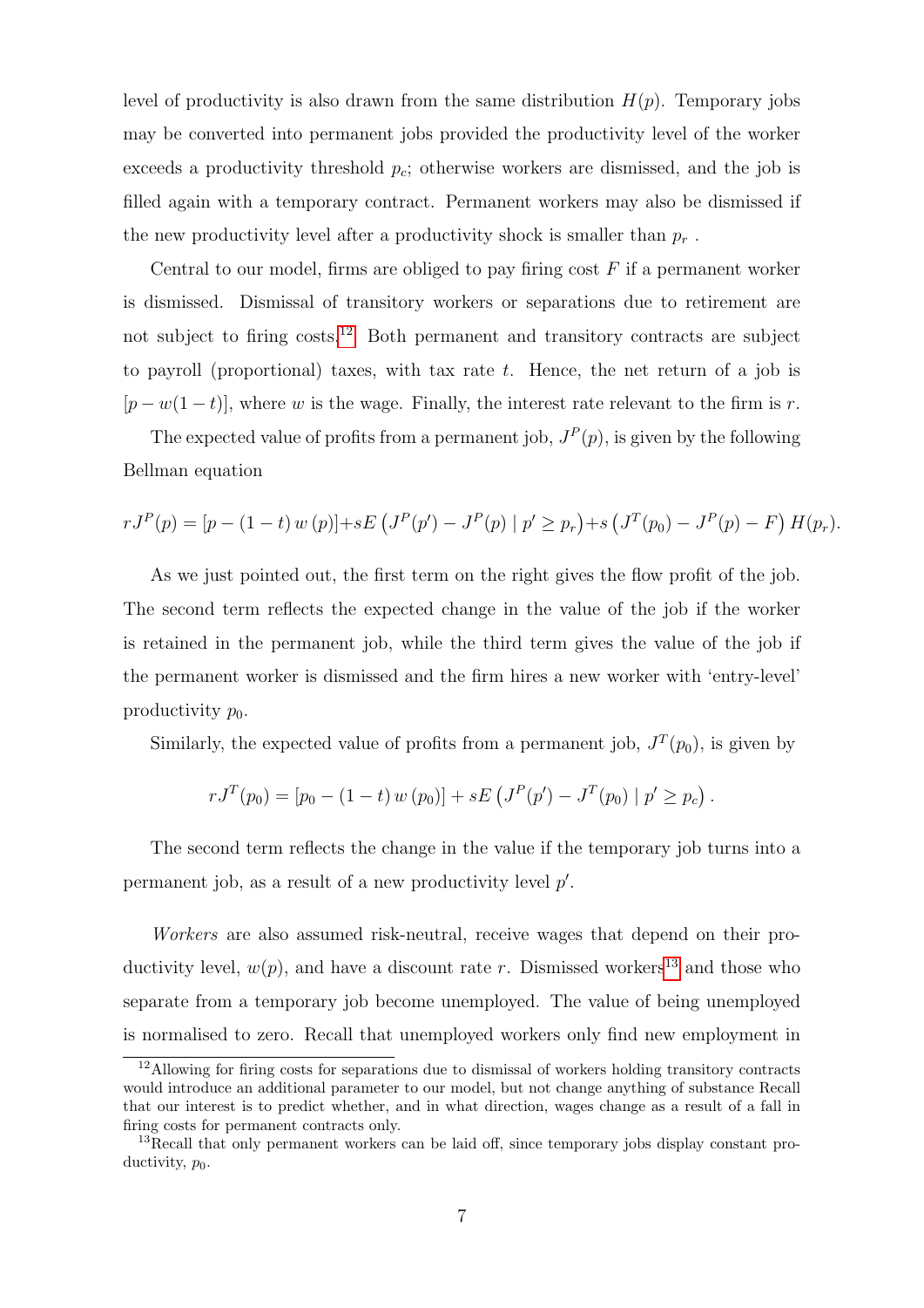level of productivity is also drawn from the same distribution $H(p)$. Temporary jobs may be converted into permanent jobs provided the productivity level of the worker exceeds a productivity threshold $p_c$; otherwise workers are dismissed, and the job is filled again with a temporary contract. Permanent workers may also be dismissed if the new productivity level after a productivity shock is smaller than $p_r$ .

Central to our model, firms are obliged to pay firing cost $F$ if a permanent worker is dismissed. Dismissal of transitory workers or separations due to retirement are not subject to firing costs.[12] Both permanent and transitory contracts are subject to payroll (proportional) taxes, with tax rate $t$. Hence, the net return of a job is $[p - w(1-t)]$, where $w$ is the wage. Finally, the interest rate relevant to the firm is $r$.

The expected value of profits from a permanent job, $J^P(p)$, is given by the following Bellman equation

$$rJ^P(p) = [p - (1-t)\,w\,(p)] + sE\left(J^P(p') - J^P(p) \mid p' \geq p_r\right) + s\left(J^T(p_0) - J^P(p) - F\right)H(p_r).$$

As we just pointed out, the first term on the right gives the flow profit of the job. The second term reflects the expected change in the value of the job if the worker is retained in the permanent job, while the third term gives the value of the job if the permanent worker is dismissed and the firm hires a new worker with 'entry-level' productivity $p_0$.

Similarly, the expected value of profits from a permanent job, $J^T(p_0)$, is given by

$$rJ^T(p_0) = [p_0 - (1-t)\,w\,(p_0)] + sE\left(J^P(p') - J^T(p_0) \mid p' \geq p_c\right).$$

The second term reflects the change in the value if the temporary job turns into a permanent job, as a result of a new productivity level $p'$.

*Workers* are also assumed risk-neutral, receive wages that depend on their productivity level, $w(p)$, and have a discount rate $r$. Dismissed workers[13] and those who separate from a temporary job become unemployed. The value of being unemployed is normalised to zero. Recall that unemployed workers only find new employment in

[12] Allowing for firing costs for separations due to dismissal of workers holding transitory contracts would introduce an additional parameter to our model, but not change anything of substance Recall that our interest is to predict whether, and in what direction, wages change as a result of a fall in firing costs for permanent contracts only.

[13] Recall that only permanent workers can be laid off, since temporary jobs display constant productivity, $p_0$.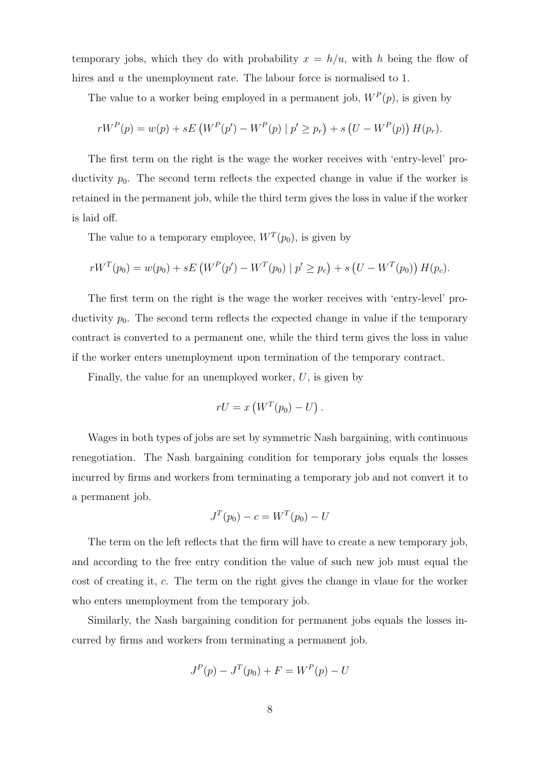temporary jobs, which they do with probability $x = h/u$, with $h$ being the flow of hires and $u$ the unemployment rate. The labour force is normalised to 1.

The value to a worker being employed in a permanent job, $W^P(p)$, is given by

$$rW^P(p) = w(p) + sE\left(W^P(p') - W^P(p) \mid p' \geq p_r\right) + s\left(U - W^P(p)\right)H(p_r).$$

The first term on the right is the wage the worker receives with 'entry-level' productivity $p_0$. The second term reflects the expected change in value if the worker is retained in the permanent job, while the third term gives the loss in value if the worker is laid off.

The value to a temporary employee, $W^T(p_0)$, is given by

$$rW^T(p_0) = w(p_0) + sE\left(W^P(p') - W^T(p_0) \mid p' \geq p_c\right) + s\left(U - W^T(p_0)\right)H(p_c).$$

The first term on the right is the wage the worker receives with 'entry-level' productivity $p_0$. The second term reflects the expected change in value if the temporary contract is converted to a permanent one, while the third term gives the loss in value if the worker enters unemployment upon termination of the temporary contract.

Finally, the value for an unemployed worker, $U$, is given by

$$rU = x\left(W^T(p_0) - U\right).$$

Wages in both types of jobs are set by symmetric Nash bargaining, with continuous renegotiation. The Nash bargaining condition for temporary jobs equals the losses incurred by firms and workers from terminating a temporary job and not convert it to a permanent job.

$$J^T(p_0) - c = W^T(p_0) - U$$

The term on the left reflects that the firm will have to create a new temporary job, and according to the free entry condition the value of such new job must equal the cost of creating it, $c$. The term on the right gives the change in vlaue for the worker who enters unemployment from the temporary job.

Similarly, the Nash bargaining condition for permanent jobs equals the losses incurred by firms and workers from terminating a permanent job.

$$J^P(p) - J^T(p_0) + F = W^P(p) - U$$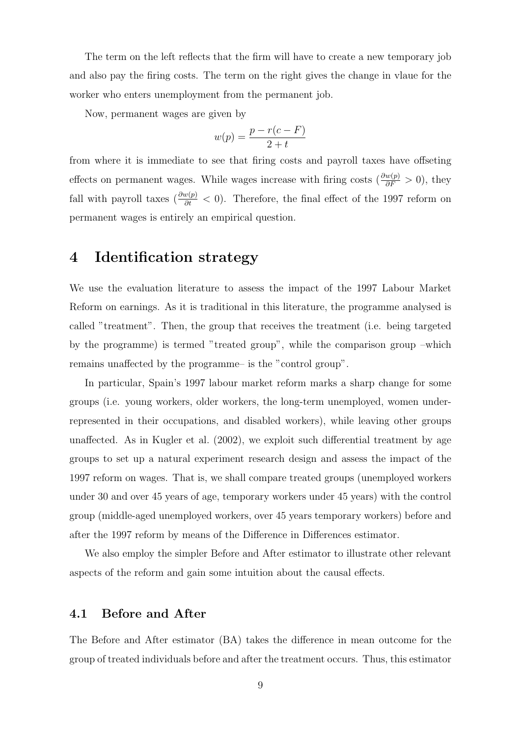The term on the left reflects that the firm will have to create a new temporary job and also pay the firing costs. The term on the right gives the change in vlaue for the worker who enters unemployment from the permanent job.

Now, permanent wages are given by

$$w(p) = \frac{p - r(c - F)}{2 + t}$$

from where it is immediate to see that firing costs and payroll taxes have offseting effects on permanent wages. While wages increase with firing costs ($\frac{\partial w(p)}{\partial F} > 0$), they fall with payroll taxes ($\frac{\partial w(p)}{\partial t} < 0$). Therefore, the final effect of the 1997 reform on permanent wages is entirely an empirical question.

# 4 Identification strategy

We use the evaluation literature to assess the impact of the 1997 Labour Market Reform on earnings. As it is traditional in this literature, the programme analysed is called "treatment". Then, the group that receives the treatment (i.e. being targeted by the programme) is termed "treated group", while the comparison group –which remains unaffected by the programme– is the "control group".

In particular, Spain's 1997 labour market reform marks a sharp change for some groups (i.e. young workers, older workers, the long-term unemployed, women under-represented in their occupations, and disabled workers), while leaving other groups unaffected. As in Kugler et al. (2002), we exploit such differential treatment by age groups to set up a natural experiment research design and assess the impact of the 1997 reform on wages. That is, we shall compare treated groups (unemployed workers under 30 and over 45 years of age, temporary workers under 45 years) with the control group (middle-aged unemployed workers, over 45 years temporary workers) before and after the 1997 reform by means of the Difference in Differences estimator.

We also employ the simpler Before and After estimator to illustrate other relevant aspects of the reform and gain some intuition about the causal effects.

## 4.1 Before and After

The Before and After estimator (BA) takes the difference in mean outcome for the group of treated individuals before and after the treatment occurs. Thus, this estimator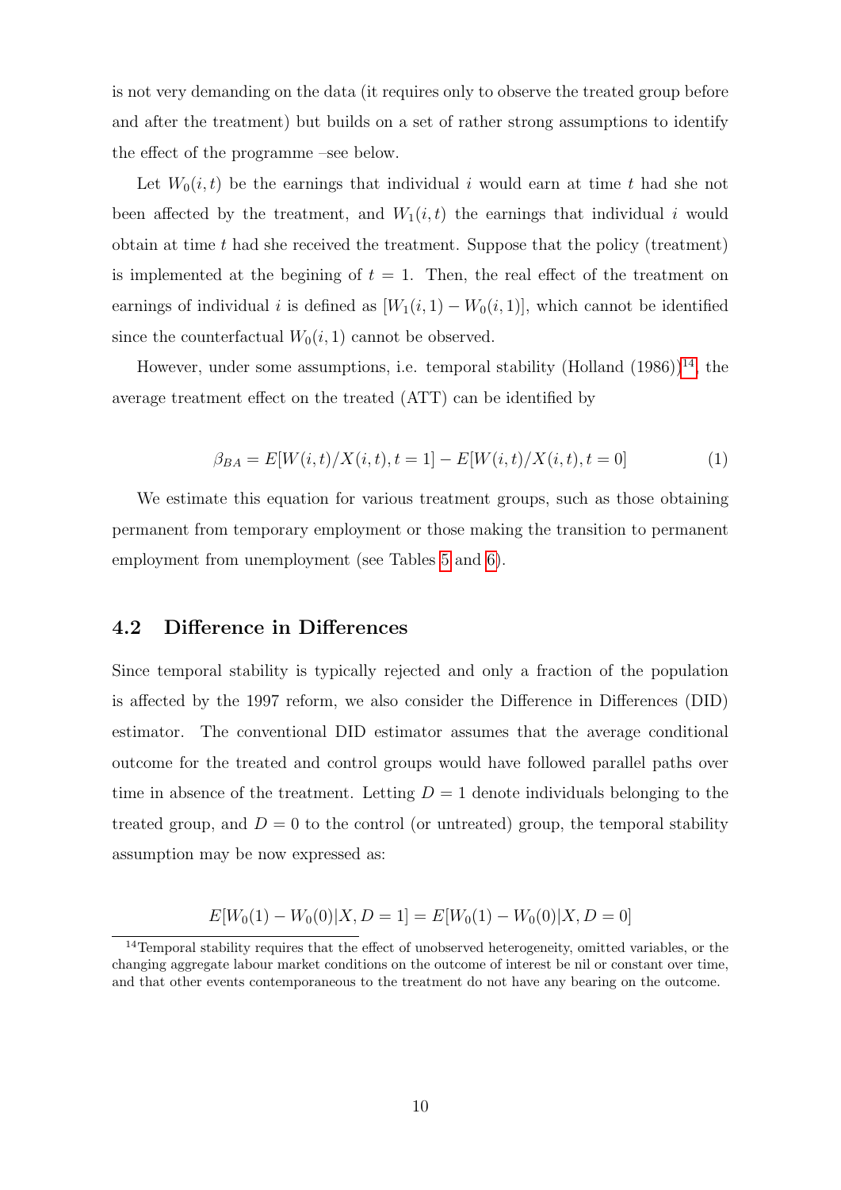is not very demanding on the data (it requires only to observe the treated group before and after the treatment) but builds on a set of rather strong assumptions to identify the effect of the programme –see below.

Let $W_0(i,t)$ be the earnings that individual $i$ would earn at time $t$ had she not been affected by the treatment, and $W_1(i,t)$ the earnings that individual $i$ would obtain at time $t$ had she received the treatment. Suppose that the policy (treatment) is implemented at the begining of $t = 1$. Then, the real effect of the treatment on earnings of individual $i$ is defined as $[W_1(i,1) - W_0(i,1)]$, which cannot be identified since the counterfactual $W_0(i,1)$ cannot be observed.

However, under some assumptions, i.e. temporal stability (Holland (1986))[14], the average treatment effect on the treated (ATT) can be identified by

$$\beta_{BA} = E[W(i,t)/X(i,t), t = 1] - E[W(i,t)/X(i,t), t = 0] \tag{1}$$

We estimate this equation for various treatment groups, such as those obtaining permanent from temporary employment or those making the transition to permanent employment from unemployment (see Tables 5 and 6).

## 4.2 Difference in Differences

Since temporal stability is typically rejected and only a fraction of the population is affected by the 1997 reform, we also consider the Difference in Differences (DID) estimator. The conventional DID estimator assumes that the average conditional outcome for the treated and control groups would have followed parallel paths over time in absence of the treatment. Letting $D = 1$ denote individuals belonging to the treated group, and $D = 0$ to the control (or untreated) group, the temporal stability assumption may be now expressed as:

$$E[W_0(1) - W_0(0)|X, D = 1] = E[W_0(1) - W_0(0)|X, D = 0]$$

[14] Temporal stability requires that the effect of unobserved heterogeneity, omitted variables, or the changing aggregate labour market conditions on the outcome of interest be nil or constant over time, and that other events contemporaneous to the treatment do not have any bearing on the outcome.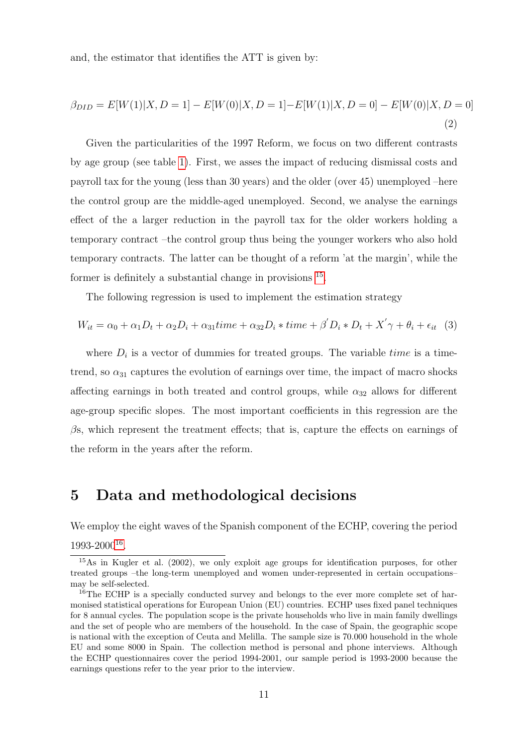and, the estimator that identifies the ATT is given by:

$$\beta_{DID} = E[W(1)|X, D = 1] - E[W(0)|X, D = 1] - E[W(1)|X, D = 0] - E[W(0)|X, D = 0] \quad (2)$$

Given the particularities of the 1997 Reform, we focus on two different contrasts by age group (see table 1). First, we asses the impact of reducing dismissal costs and payroll tax for the young (less than 30 years) and the older (over 45) unemployed –here the control group are the middle-aged unemployed. Second, we analyse the earnings effect of the a larger reduction in the payroll tax for the older workers holding a temporary contract –the control group thus being the younger workers who also hold temporary contracts. The latter can be thought of a reform 'at the margin', while the former is definitely a substantial change in provisions [15].

The following regression is used to implement the estimation strategy

$$W_{it} = \alpha_0 + \alpha_1 D_t + \alpha_2 D_i + \alpha_{31} time + \alpha_{32} D_i * time + \beta' D_i * D_t + X'\gamma + \theta_i + \epsilon_{it} \quad (3)$$

where $D_i$ is a vector of dummies for treated groups. The variable *time* is a time-trend, so $\alpha_{31}$ captures the evolution of earnings over time, the impact of macro shocks affecting earnings in both treated and control groups, while $\alpha_{32}$ allows for different age-group specific slopes. The most important coefficients in this regression are the $\beta$s, which represent the treatment effects; that is, capture the effects on earnings of the reform in the years after the reform.

# 5 Data and methodological decisions

We employ the eight waves of the Spanish component of the ECHP, covering the period 1993-2000[16].

[15] As in Kugler et al. (2002), we only exploit age groups for identification purposes, for other treated groups –the long-term unemployed and women under-represented in certain occupations– may be self-selected.

[16] The ECHP is a specially conducted survey and belongs to the ever more complete set of harmonised statistical operations for European Union (EU) countries. ECHP uses fixed panel techniques for 8 annual cycles. The population scope is the private households who live in main family dwellings and the set of people who are members of the household. In the case of Spain, the geographic scope is national with the exception of Ceuta and Melilla. The sample size is 70.000 household in the whole EU and some 8000 in Spain. The collection method is personal and phone interviews. Although the ECHP questionnaires cover the period 1994-2001, our sample period is 1993-2000 because the earnings questions refer to the year prior to the interview.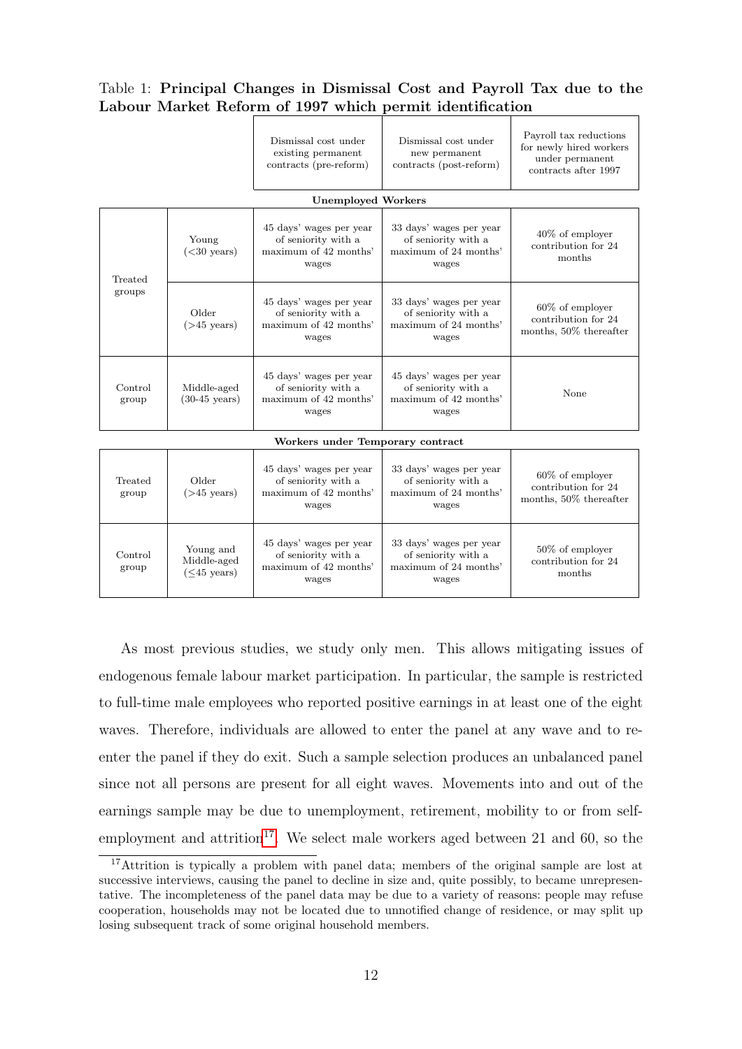Table 1: **Principal Changes in Dismissal Cost and Payroll Tax due to the Labour Market Reform of 1997 which permit identification**

| | | Dismissal cost under existing permanent contracts (pre-reform) | Dismissal cost under new permanent contracts (post-reform) | Payroll tax reductions for newly hired workers under permanent contracts after 1997 |
|---|---|---|---|---|
| **Unemployed Workers** | | | | |
| Treated groups | Young (<30 years) | 45 days' wages per year of seniority with a maximum of 42 months' wages | 33 days' wages per year of seniority with a maximum of 24 months' wages | 40% of employer contribution for 24 months |
| | Older (>45 years) | 45 days' wages per year of seniority with a maximum of 42 months' wages | 33 days' wages per year of seniority with a maximum of 24 months' wages | 60% of employer contribution for 24 months, 50% thereafter |
| Control group | Middle-aged (30-45 years) | 45 days' wages per year of seniority with a maximum of 42 months' wages | 45 days' wages per year of seniority with a maximum of 42 months' wages | None |
| **Workers under Temporary contract** | | | | |
| Treated group | Older (>45 years) | 45 days' wages per year of seniority with a maximum of 42 months' wages | 33 days' wages per year of seniority with a maximum of 24 months' wages | 60% of employer contribution for 24 months, 50% thereafter |
| Control group | Young and Middle-aged (≤45 years) | 45 days' wages per year of seniority with a maximum of 42 months' wages | 33 days' wages per year of seniority with a maximum of 24 months' wages | 50% of employer contribution for 24 months |

As most previous studies, we study only men. This allows mitigating issues of endogenous female labour market participation. In particular, the sample is restricted to full-time male employees who reported positive earnings in at least one of the eight waves. Therefore, individuals are allowed to enter the panel at any wave and to re-enter the panel if they do exit. Such a sample selection produces an unbalanced panel since not all persons are present for all eight waves. Movements into and out of the earnings sample may be due to unemployment, retirement, mobility to or from self-employment and attrition[17]. We select male workers aged between 21 and 60, so the

[17] Attrition is typically a problem with panel data; members of the original sample are lost at successive interviews, causing the panel to decline in size and, quite possibly, to became unrepresentative. The incompleteness of the panel data may be due to a variety of reasons: people may refuse cooperation, households may not be located due to unnotified change of residence, or may split up losing subsequent track of some original household members.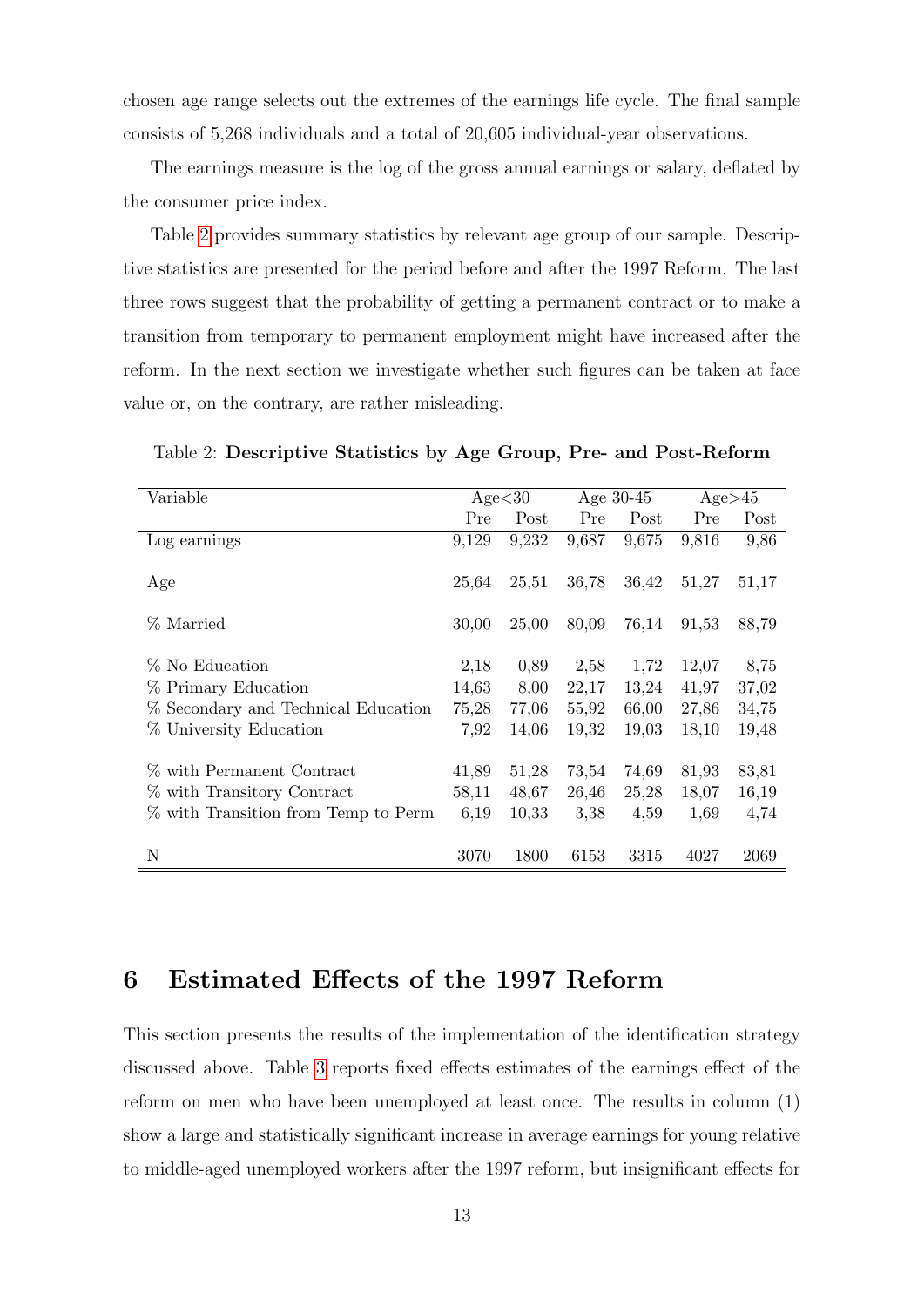chosen age range selects out the extremes of the earnings life cycle. The final sample consists of 5,268 individuals and a total of 20,605 individual-year observations.

The earnings measure is the log of the gross annual earnings or salary, deflated by the consumer price index.

Table 2 provides summary statistics by relevant age group of our sample. Descriptive statistics are presented for the period before and after the 1997 Reform. The last three rows suggest that the probability of getting a permanent contract or to make a transition from temporary to permanent employment might have increased after the reform. In the next section we investigate whether such figures can be taken at face value or, on the contrary, are rather misleading.

Table 2: **Descriptive Statistics by Age Group, Pre- and Post-Reform**

| Variable | Age<30 | | Age 30-45 | | Age>45 | |
|---|---|---|---|---|---|---|
| | Pre | Post | Pre | Post | Pre | Post |
| Log earnings | 9,129 | 9,232 | 9,687 | 9,675 | 9,816 | 9,86 |
| Age | 25,64 | 25,51 | 36,78 | 36,42 | 51,27 | 51,17 |
| % Married | 30,00 | 25,00 | 80,09 | 76,14 | 91,53 | 88,79 |
| % No Education | 2,18 | 0,89 | 2,58 | 1,72 | 12,07 | 8,75 |
| % Primary Education | 14,63 | 8,00 | 22,17 | 13,24 | 41,97 | 37,02 |
| % Secondary and Technical Education | 75,28 | 77,06 | 55,92 | 66,00 | 27,86 | 34,75 |
| % University Education | 7,92 | 14,06 | 19,32 | 19,03 | 18,10 | 19,48 |
| % with Permanent Contract | 41,89 | 51,28 | 73,54 | 74,69 | 81,93 | 83,81 |
| % with Transitory Contract | 58,11 | 48,67 | 26,46 | 25,28 | 18,07 | 16,19 |
| % with Transition from Temp to Perm | 6,19 | 10,33 | 3,38 | 4,59 | 1,69 | 4,74 |
| N | 3070 | 1800 | 6153 | 3315 | 4027 | 2069 |

## 6 Estimated Effects of the 1997 Reform

This section presents the results of the implementation of the identification strategy discussed above. Table 3 reports fixed effects estimates of the earnings effect of the reform on men who have been unemployed at least once. The results in column (1) show a large and statistically significant increase in average earnings for young relative to middle-aged unemployed workers after the 1997 reform, but insignificant effects for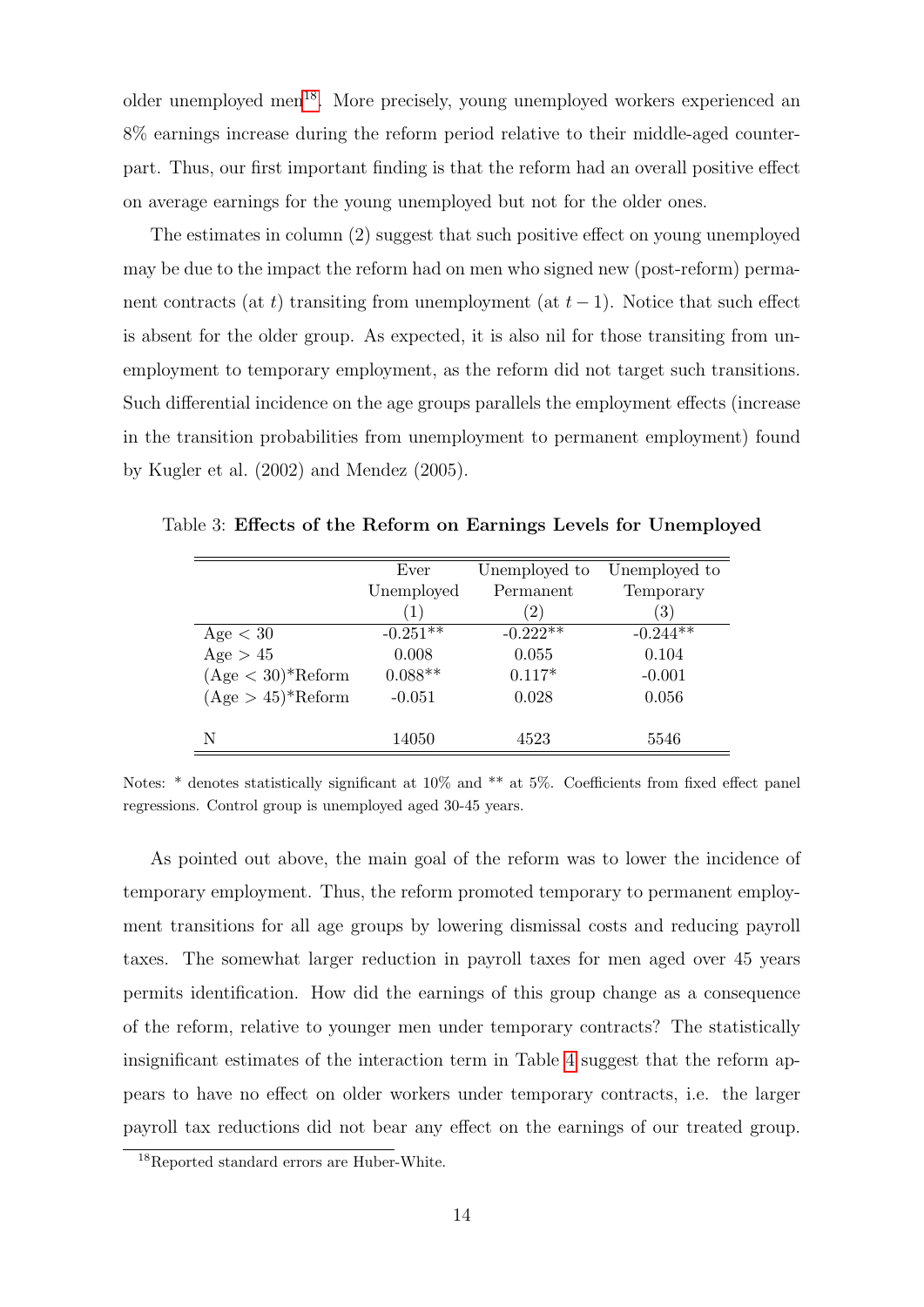older unemployed men[18]. More precisely, young unemployed workers experienced an 8% earnings increase during the reform period relative to their middle-aged counterpart. Thus, our first important finding is that the reform had an overall positive effect on average earnings for the young unemployed but not for the older ones.

The estimates in column (2) suggest that such positive effect on young unemployed may be due to the impact the reform had on men who signed new (post-reform) permanent contracts (at $t$) transiting from unemployment (at $t-1$). Notice that such effect is absent for the older group. As expected, it is also nil for those transiting from unemployment to temporary employment, as the reform did not target such transitions. Such differential incidence on the age groups parallels the employment effects (increase in the transition probabilities from unemployment to permanent employment) found by Kugler et al. (2002) and Mendez (2005).

Table 3: **Effects of the Reform on Earnings Levels for Unemployed**

| | Ever Unemployed (1) | Unemployed to Permanent (2) | Unemployed to Temporary (3) |
|---|---|---|---|
| Age < 30 | -0.251** | -0.222** | -0.244** |
| Age > 45 | 0.008 | 0.055 | 0.104 |
| (Age < 30)*Reform | 0.088** | 0.117* | -0.001 |
| (Age > 45)*Reform | -0.051 | 0.028 | 0.056 |
| N | 14050 | 4523 | 5546 |

Notes: * denotes statistically significant at 10% and ** at 5%. Coefficients from fixed effect panel regressions. Control group is unemployed aged 30-45 years.

As pointed out above, the main goal of the reform was to lower the incidence of temporary employment. Thus, the reform promoted temporary to permanent employment transitions for all age groups by lowering dismissal costs and reducing payroll taxes. The somewhat larger reduction in payroll taxes for men aged over 45 years permits identification. How did the earnings of this group change as a consequence of the reform, relative to younger men under temporary contracts? The statistically insignificant estimates of the interaction term in Table 4 suggest that the reform appears to have no effect on older workers under temporary contracts, i.e. the larger payroll tax reductions did not bear any effect on the earnings of our treated group.

[18] Reported standard errors are Huber-White.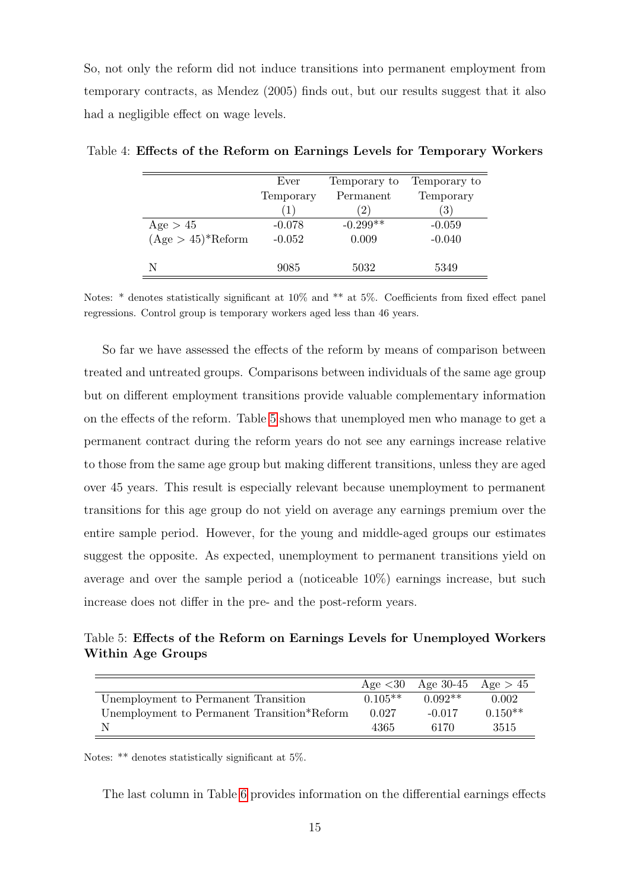So, not only the reform did not induce transitions into permanent employment from temporary contracts, as Mendez (2005) finds out, but our results suggest that it also had a negligible effect on wage levels.

Table 4: **Effects of the Reform on Earnings Levels for Temporary Workers**

| | Ever Temporary (1) | Temporary to Permanent (2) | Temporary to Temporary (3) |
|---|---|---|---|
| Age > 45 | -0.078 | -0.299** | -0.059 |
| (Age > 45)*Reform | -0.052 | 0.009 | -0.040 |
| N | 9085 | 5032 | 5349 |

Notes: * denotes statistically significant at 10% and ** at 5%. Coefficients from fixed effect panel regressions. Control group is temporary workers aged less than 46 years.

So far we have assessed the effects of the reform by means of comparison between treated and untreated groups. Comparisons between individuals of the same age group but on different employment transitions provide valuable complementary information on the effects of the reform. Table 5 shows that unemployed men who manage to get a permanent contract during the reform years do not see any earnings increase relative to those from the same age group but making different transitions, unless they are aged over 45 years. This result is especially relevant because unemployment to permanent transitions for this age group do not yield on average any earnings premium over the entire sample period. However, for the young and middle-aged groups our estimates suggest the opposite. As expected, unemployment to permanent transitions yield on average and over the sample period a (noticeable 10%) earnings increase, but such increase does not differ in the pre- and the post-reform years.

Table 5: **Effects of the Reform on Earnings Levels for Unemployed Workers Within Age Groups**

| | Age <30 | Age 30-45 | Age > 45 |
|---|---|---|---|
| Unemployment to Permanent Transition | 0.105** | 0.092** | 0.002 |
| Unemployment to Permanent Transition*Reform | 0.027 | -0.017 | 0.150** |
| N | 4365 | 6170 | 3515 |

Notes: ** denotes statistically significant at 5%.

The last column in Table 6 provides information on the differential earnings effects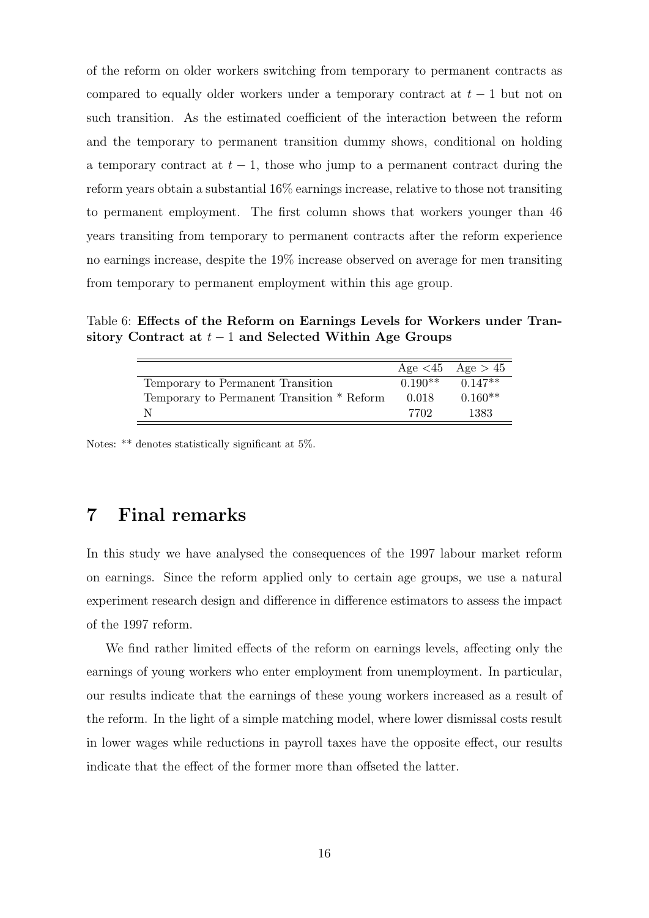of the reform on older workers switching from temporary to permanent contracts as compared to equally older workers under a temporary contract at $t-1$ but not on such transition. As the estimated coefficient of the interaction between the reform and the temporary to permanent transition dummy shows, conditional on holding a temporary contract at $t-1$, those who jump to a permanent contract during the reform years obtain a substantial 16% earnings increase, relative to those not transiting to permanent employment. The first column shows that workers younger than 46 years transiting from temporary to permanent contracts after the reform experience no earnings increase, despite the 19% increase observed on average for men transiting from temporary to permanent employment within this age group.

Table 6: **Effects of the Reform on Earnings Levels for Workers under Transitory Contract at $t-1$ and Selected Within Age Groups**

| | Age <45 | Age > 45 |
|---|---|---|
| Temporary to Permanent Transition | 0.190** | 0.147** |
| Temporary to Permanent Transition * Reform | 0.018 | 0.160** |
| N | 7702 | 1383 |

Notes: ** denotes statistically significant at 5%.

# 7 Final remarks

In this study we have analysed the consequences of the 1997 labour market reform on earnings. Since the reform applied only to certain age groups, we use a natural experiment research design and difference in difference estimators to assess the impact of the 1997 reform.

We find rather limited effects of the reform on earnings levels, affecting only the earnings of young workers who enter employment from unemployment. In particular, our results indicate that the earnings of these young workers increased as a result of the reform. In the light of a simple matching model, where lower dismissal costs result in lower wages while reductions in payroll taxes have the opposite effect, our results indicate that the effect of the former more than offseted the latter.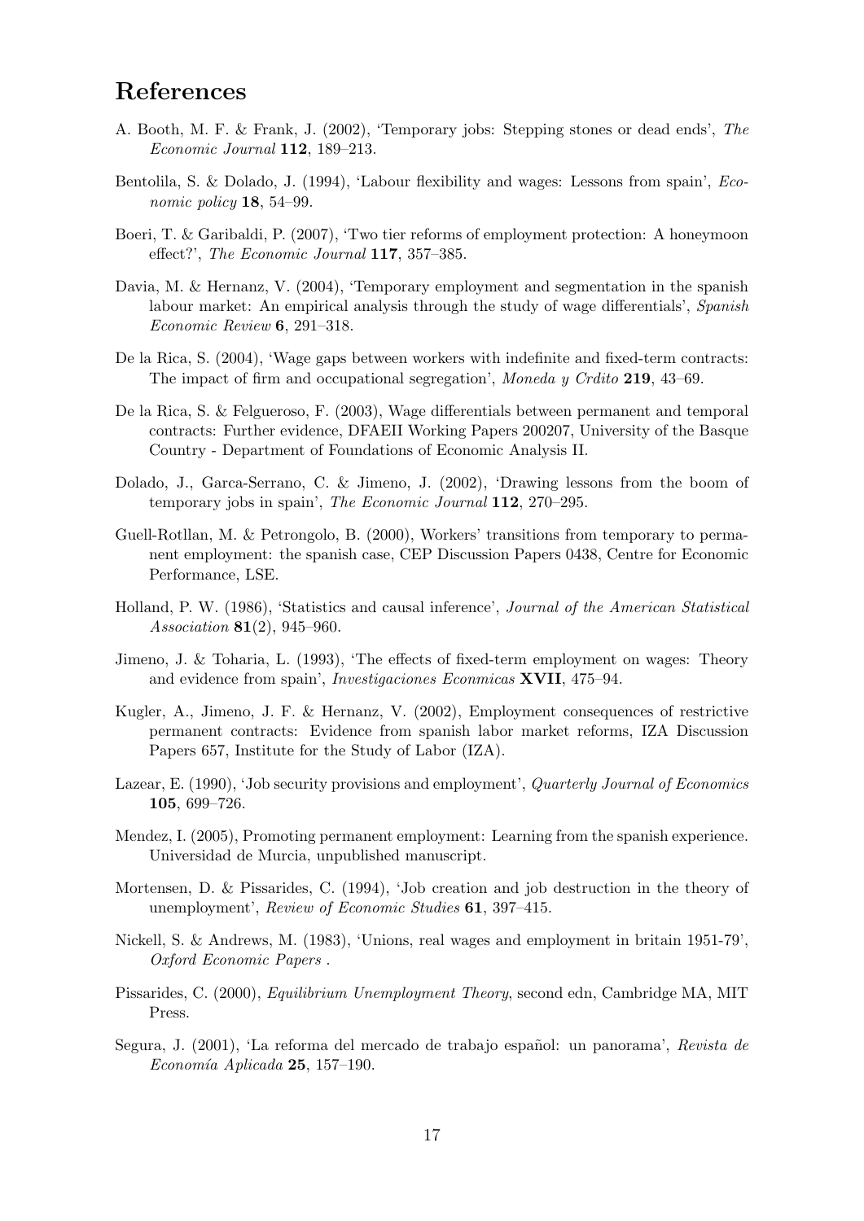## References

A. Booth, M. F. & Frank, J. (2002), 'Temporary jobs: Stepping stones or dead ends', *The Economic Journal* **112**, 189–213.

Bentolila, S. & Dolado, J. (1994), 'Labour flexibility and wages: Lessons from spain', *Economic policy* **18**, 54–99.

Boeri, T. & Garibaldi, P. (2007), 'Two tier reforms of employment protection: A honeymoon effect?', *The Economic Journal* **117**, 357–385.

Davia, M. & Hernanz, V. (2004), 'Temporary employment and segmentation in the spanish labour market: An empirical analysis through the study of wage differentials', *Spanish Economic Review* **6**, 291–318.

De la Rica, S. (2004), 'Wage gaps between workers with indefinite and fixed-term contracts: The impact of firm and occupational segregation', *Moneda y Crdito* **219**, 43–69.

De la Rica, S. & Felgueroso, F. (2003), Wage differentials between permanent and temporal contracts: Further evidence, DFAEII Working Papers 200207, University of the Basque Country - Department of Foundations of Economic Analysis II.

Dolado, J., Garca-Serrano, C. & Jimeno, J. (2002), 'Drawing lessons from the boom of temporary jobs in spain', *The Economic Journal* **112**, 270–295.

Guell-Rotllan, M. & Petrongolo, B. (2000), Workers' transitions from temporary to permanent employment: the spanish case, CEP Discussion Papers 0438, Centre for Economic Performance, LSE.

Holland, P. W. (1986), 'Statistics and causal inference', *Journal of the American Statistical Association* **81**(2), 945–960.

Jimeno, J. & Toharia, L. (1993), 'The effects of fixed-term employment on wages: Theory and evidence from spain', *Investigaciones Econmicas* **XVII**, 475–94.

Kugler, A., Jimeno, J. F. & Hernanz, V. (2002), Employment consequences of restrictive permanent contracts: Evidence from spanish labor market reforms, IZA Discussion Papers 657, Institute for the Study of Labor (IZA).

Lazear, E. (1990), 'Job security provisions and employment', *Quarterly Journal of Economics* **105**, 699–726.

Mendez, I. (2005), Promoting permanent employment: Learning from the spanish experience. Universidad de Murcia, unpublished manuscript.

Mortensen, D. & Pissarides, C. (1994), 'Job creation and job destruction in the theory of unemployment', *Review of Economic Studies* **61**, 397–415.

Nickell, S. & Andrews, M. (1983), 'Unions, real wages and employment in britain 1951-79', *Oxford Economic Papers* .

Pissarides, C. (2000), *Equilibrium Unemployment Theory*, second edn, Cambridge MA, MIT Press.

Segura, J. (2001), 'La reforma del mercado de trabajo español: un panorama', *Revista de Economía Aplicada* **25**, 157–190.